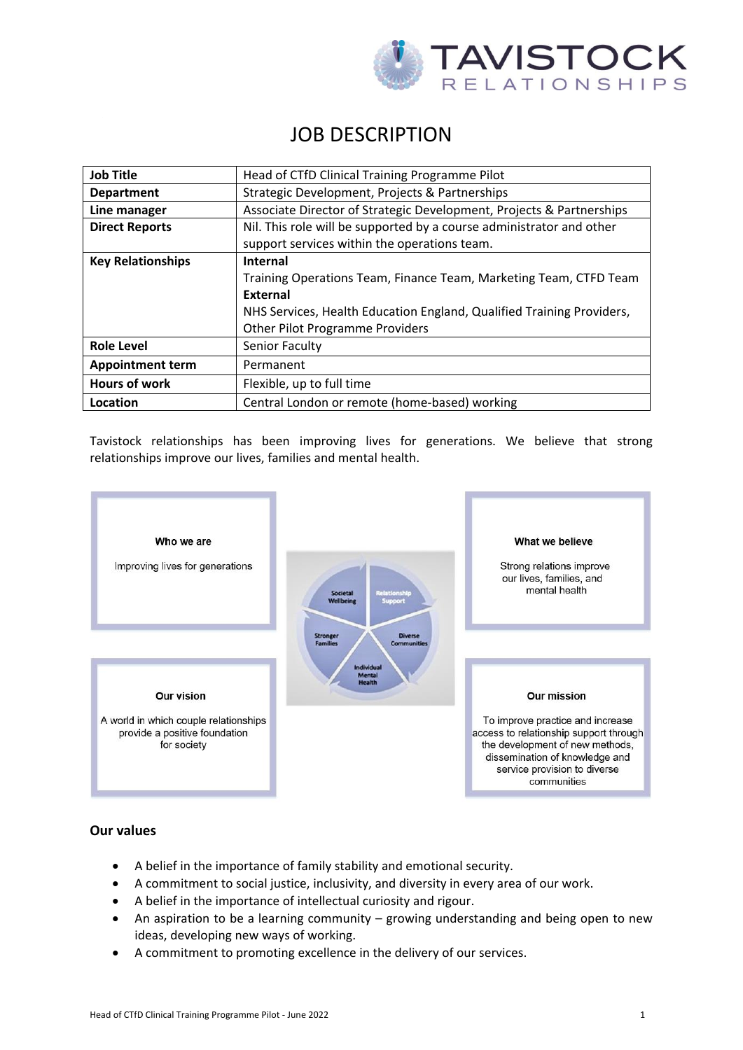# JOB DESCRIPTION

| **Job Title** | Head of CTfD Clinical Training Programme Pilot |
|---|---|
| **Department** | Strategic Development, Projects & Partnerships |
| **Line manager** | Associate Director of Strategic Development, Projects & Partnerships |
| **Direct Reports** | Nil. This role will be supported by a course administrator and other support services within the operations team. |
| **Key Relationships** | **Internal**<br>Training Operations Team, Finance Team, Marketing Team, CTFD Team<br>**External**<br>NHS Services, Health Education England, Qualified Training Providers, Other Pilot Programme Providers |
| **Role Level** | Senior Faculty |
| **Appointment term** | Permanent |
| **Hours of work** | Flexible, up to full time |
| **Location** | Central London or remote (home-based) working |

Tavistock relationships has been improving lives for generations. We believe that strong relationships improve our lives, families and mental health.

**Who we are**

Improving lives for generations

**What we believe**

Strong relations improve our lives, families, and mental health

Societal Wellbeing · Relationship Support · Diverse Communities · Individual Mental Health · Stronger Families

**Our vision**

A world in which couple relationships provide a positive foundation for society

**Our mission**

To improve practice and increase access to relationship support through the development of new methods, dissemination of knowledge and service provision to diverse communities

### Our values

- A belief in the importance of family stability and emotional security.
- A commitment to social justice, inclusivity, and diversity in every area of our work.
- A belief in the importance of intellectual curiosity and rigour.
- An aspiration to be a learning community – growing understanding and being open to new ideas, developing new ways of working.
- A commitment to promoting excellence in the delivery of our services.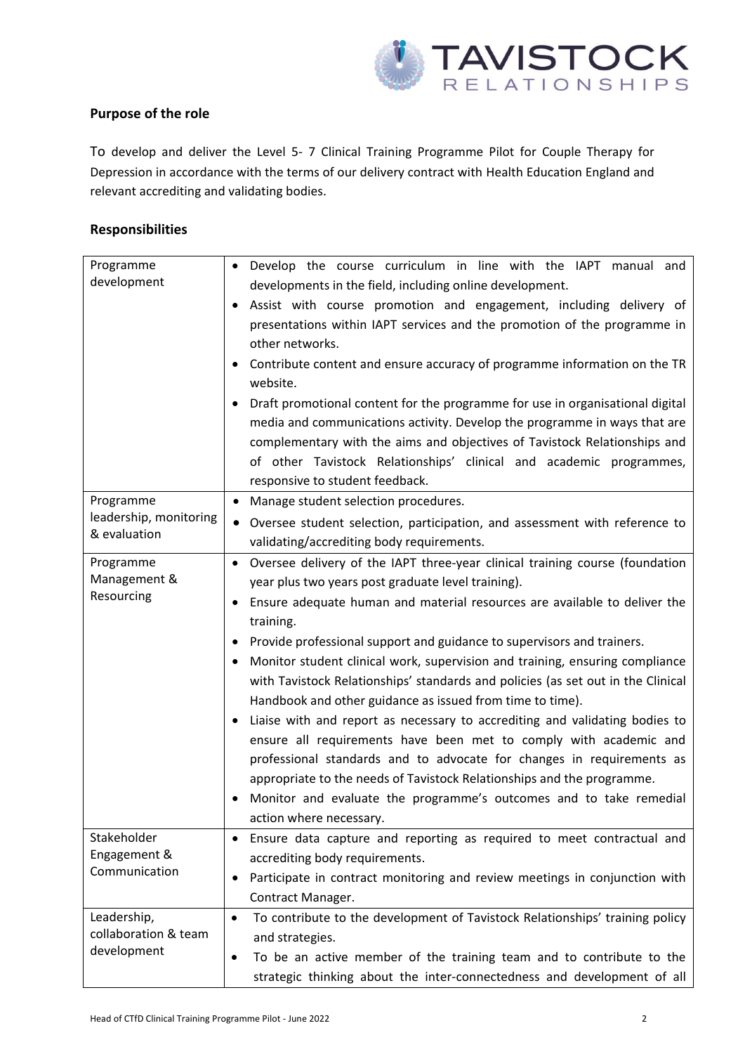## Purpose of the role

To develop and deliver the Level 5- 7 Clinical Training Programme Pilot for Couple Therapy for Depression in accordance with the terms of our delivery contract with Health Education England and relevant accrediting and validating bodies.

## Responsibilities

| | |
|---|---|
| Programme development | • Develop the course curriculum in line with the IAPT manual and developments in the field, including online development.<br>• Assist with course promotion and engagement, including delivery of presentations within IAPT services and the promotion of the programme in other networks.<br>• Contribute content and ensure accuracy of programme information on the TR website.<br>• Draft promotional content for the programme for use in organisational digital media and communications activity. Develop the programme in ways that are complementary with the aims and objectives of Tavistock Relationships and of other Tavistock Relationships' clinical and academic programmes, responsive to student feedback. |
| Programme leadership, monitoring & evaluation | • Manage student selection procedures.<br>• Oversee student selection, participation, and assessment with reference to validating/accrediting body requirements. |
| Programme Management & Resourcing | • Oversee delivery of the IAPT three-year clinical training course (foundation year plus two years post graduate level training).<br>• Ensure adequate human and material resources are available to deliver the training.<br>• Provide professional support and guidance to supervisors and trainers.<br>• Monitor student clinical work, supervision and training, ensuring compliance with Tavistock Relationships' standards and policies (as set out in the Clinical Handbook and other guidance as issued from time to time).<br>• Liaise with and report as necessary to accrediting and validating bodies to ensure all requirements have been met to comply with academic and professional standards and to advocate for changes in requirements as appropriate to the needs of Tavistock Relationships and the programme.<br>• Monitor and evaluate the programme's outcomes and to take remedial action where necessary. |
| Stakeholder Engagement & Communication | • Ensure data capture and reporting as required to meet contractual and accrediting body requirements.<br>• Participate in contract monitoring and review meetings in conjunction with Contract Manager. |
| Leadership, collaboration & team development | • To contribute to the development of Tavistock Relationships' training policy and strategies.<br>• To be an active member of the training team and to contribute to the strategic thinking about the inter-connectedness and development of all |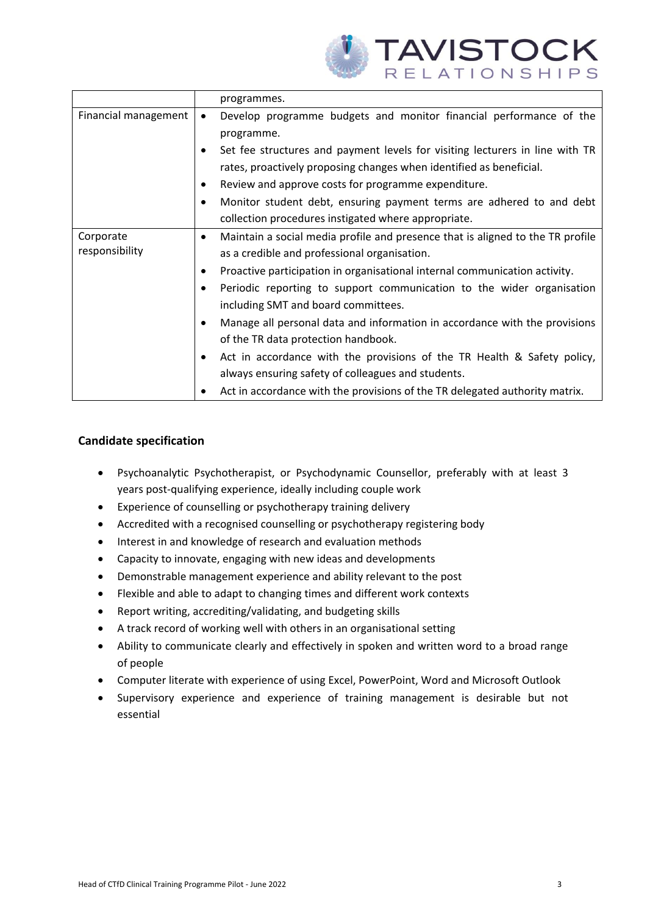| | |
|---|---|
| | programmes. |
| Financial management | • Develop programme budgets and monitor financial performance of the programme.<br>• Set fee structures and payment levels for visiting lecturers in line with TR rates, proactively proposing changes when identified as beneficial.<br>• Review and approve costs for programme expenditure.<br>• Monitor student debt, ensuring payment terms are adhered to and debt collection procedures instigated where appropriate. |
| Corporate responsibility | • Maintain a social media profile and presence that is aligned to the TR profile as a credible and professional organisation.<br>• Proactive participation in organisational internal communication activity.<br>• Periodic reporting to support communication to the wider organisation including SMT and board committees.<br>• Manage all personal data and information in accordance with the provisions of the TR data protection handbook.<br>• Act in accordance with the provisions of the TR Health & Safety policy, always ensuring safety of colleagues and students.<br>• Act in accordance with the provisions of the TR delegated authority matrix. |

## Candidate specification

- Psychoanalytic Psychotherapist, or Psychodynamic Counsellor, preferably with at least 3 years post-qualifying experience, ideally including couple work
- Experience of counselling or psychotherapy training delivery
- Accredited with a recognised counselling or psychotherapy registering body
- Interest in and knowledge of research and evaluation methods
- Capacity to innovate, engaging with new ideas and developments
- Demonstrable management experience and ability relevant to the post
- Flexible and able to adapt to changing times and different work contexts
- Report writing, accrediting/validating, and budgeting skills
- A track record of working well with others in an organisational setting
- Ability to communicate clearly and effectively in spoken and written word to a broad range of people
- Computer literate with experience of using Excel, PowerPoint, Word and Microsoft Outlook
- Supervisory experience and experience of training management is desirable but not essential